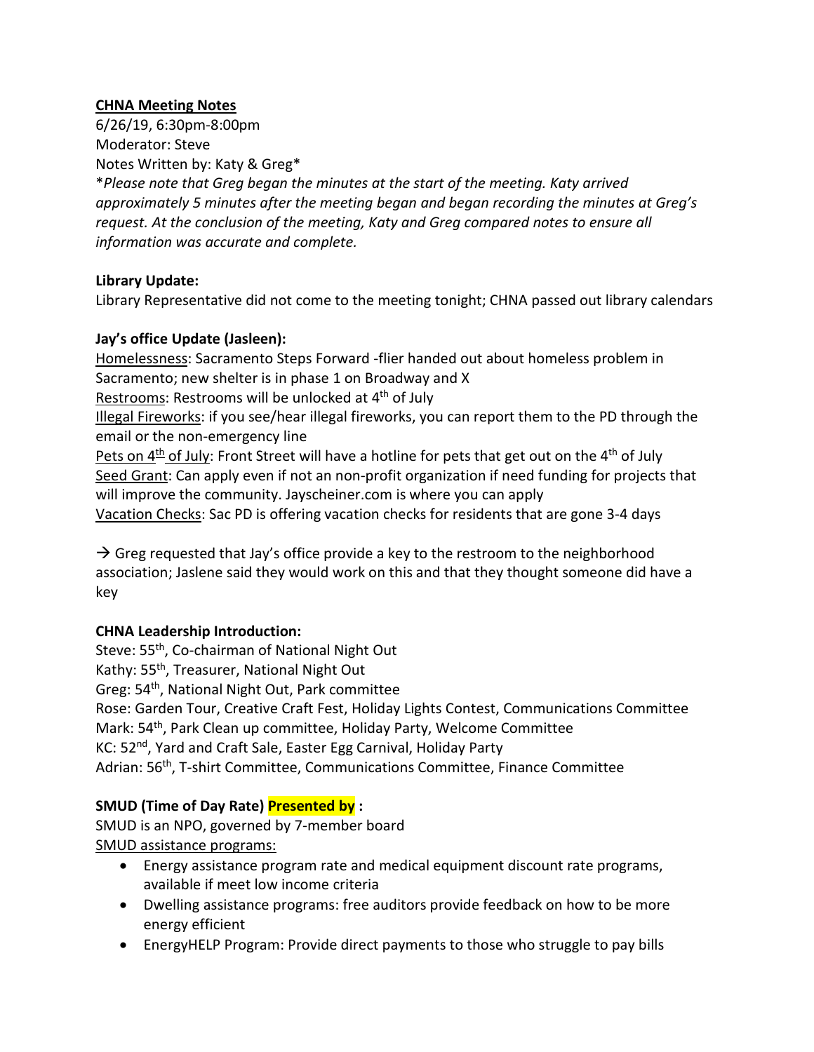**CHNA Meeting Notes**

6/26/19, 6:30pm-8:00pm
Moderator: Steve
Notes Written by: Katy & Greg*

**Please note that Greg began the minutes at the start of the meeting. Katy arrived approximately 5 minutes after the meeting began and began recording the minutes at Greg's request. At the conclusion of the meeting, Katy and Greg compared notes to ensure all information was accurate and complete.*

**Library Update:**

Library Representative did not come to the meeting tonight; CHNA passed out library calendars

**Jay's office Update (Jasleen):**

Homelessness: Sacramento Steps Forward -flier handed out about homeless problem in Sacramento; new shelter is in phase 1 on Broadway and X
Restrooms: Restrooms will be unlocked at 4th of July
Illegal Fireworks: if you see/hear illegal fireworks, you can report them to the PD through the email or the non-emergency line
Pets on 4th of July: Front Street will have a hotline for pets that get out on the 4th of July
Seed Grant: Can apply even if not an non-profit organization if need funding for projects that will improve the community. Jayscheiner.com is where you can apply
Vacation Checks: Sac PD is offering vacation checks for residents that are gone 3-4 days

→ Greg requested that Jay's office provide a key to the restroom to the neighborhood association; Jaslene said they would work on this and that they thought someone did have a key

**CHNA Leadership Introduction:**

Steve: 55th, Co-chairman of National Night Out
Kathy: 55th, Treasurer, National Night Out
Greg: 54th, National Night Out, Park committee
Rose: Garden Tour, Creative Craft Fest, Holiday Lights Contest, Communications Committee
Mark: 54th, Park Clean up committee, Holiday Party, Welcome Committee
KC: 52nd, Yard and Craft Sale, Easter Egg Carnival, Holiday Party
Adrian: 56th, T-shirt Committee, Communications Committee, Finance Committee

**SMUD (Time of Day Rate) Presented by :**

SMUD is an NPO, governed by 7-member board
SMUD assistance programs:

- Energy assistance program rate and medical equipment discount rate programs, available if meet low income criteria
- Dwelling assistance programs: free auditors provide feedback on how to be more energy efficient
- EnergyHELP Program: Provide direct payments to those who struggle to pay bills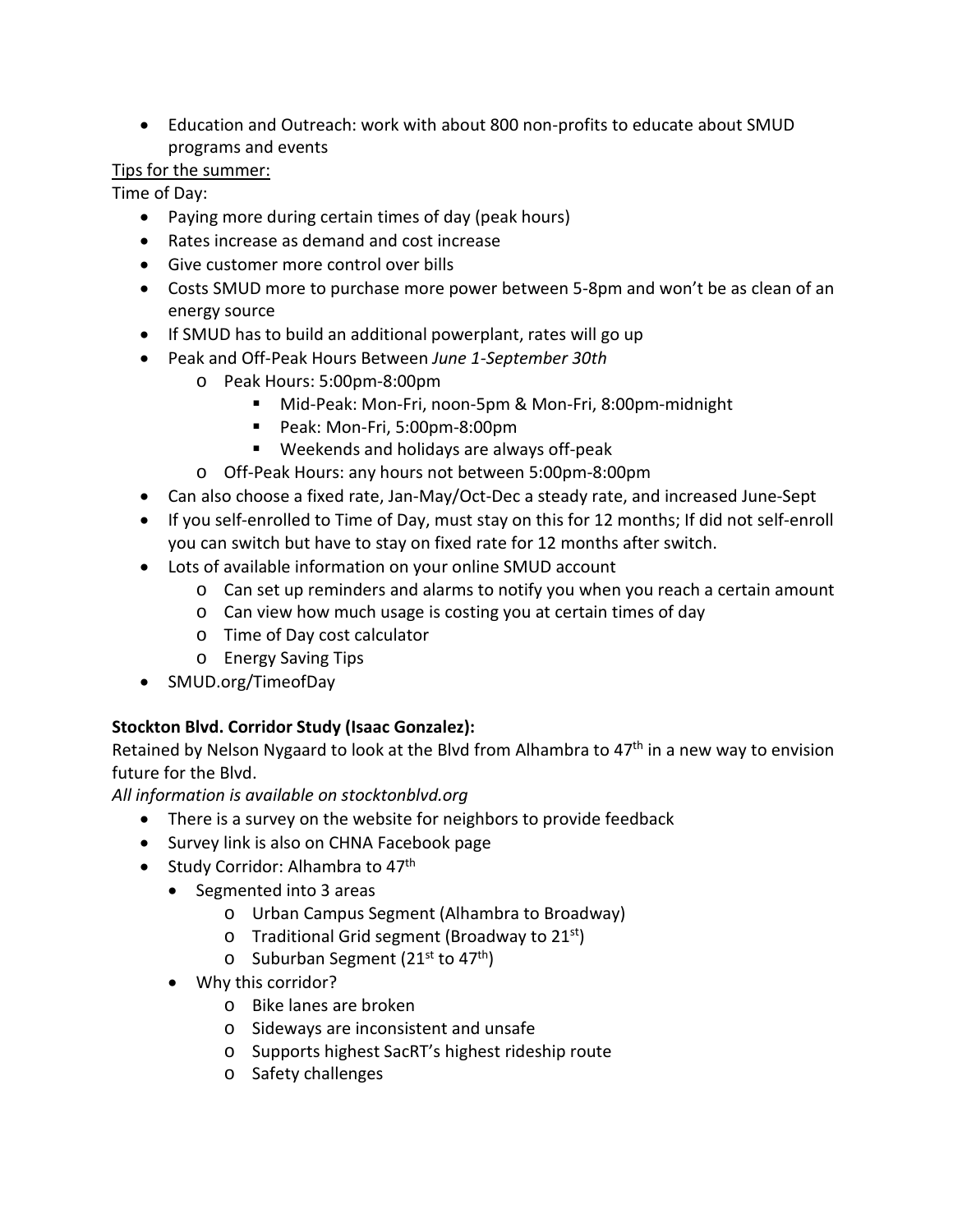- Education and Outreach: work with about 800 non-profits to educate about SMUD programs and events

<u>Tips for the summer:</u>

Time of Day:

- Paying more during certain times of day (peak hours)
- Rates increase as demand and cost increase
- Give customer more control over bills
- Costs SMUD more to purchase more power between 5-8pm and won't be as clean of an energy source
- If SMUD has to build an additional powerplant, rates will go up
- Peak and Off-Peak Hours Between *June 1-September 30th*
    - Peak Hours: 5:00pm-8:00pm
        - Mid-Peak: Mon-Fri, noon-5pm & Mon-Fri, 8:00pm-midnight
        - Peak: Mon-Fri, 5:00pm-8:00pm
        - Weekends and holidays are always off-peak
    - Off-Peak Hours: any hours not between 5:00pm-8:00pm
- Can also choose a fixed rate, Jan-May/Oct-Dec a steady rate, and increased June-Sept
- If you self-enrolled to Time of Day, must stay on this for 12 months; If did not self-enroll you can switch but have to stay on fixed rate for 12 months after switch.
- Lots of available information on your online SMUD account
    - Can set up reminders and alarms to notify you when you reach a certain amount
    - Can view how much usage is costing you at certain times of day
    - Time of Day cost calculator
    - Energy Saving Tips
- SMUD.org/TimeofDay

**Stockton Blvd. Corridor Study (Isaac Gonzalez):**

Retained by Nelson Nygaard to look at the Blvd from Alhambra to 47th in a new way to envision future for the Blvd.

*All information is available on stocktonblvd.org*

- There is a survey on the website for neighbors to provide feedback
- Survey link is also on CHNA Facebook page
- Study Corridor: Alhambra to 47th
    - Segmented into 3 areas
        - Urban Campus Segment (Alhambra to Broadway)
        - Traditional Grid segment (Broadway to 21st)
        - Suburban Segment (21st to 47th)
    - Why this corridor?
        - Bike lanes are broken
        - Sideways are inconsistent and unsafe
        - Supports highest SacRT's highest rideship route
        - Safety challenges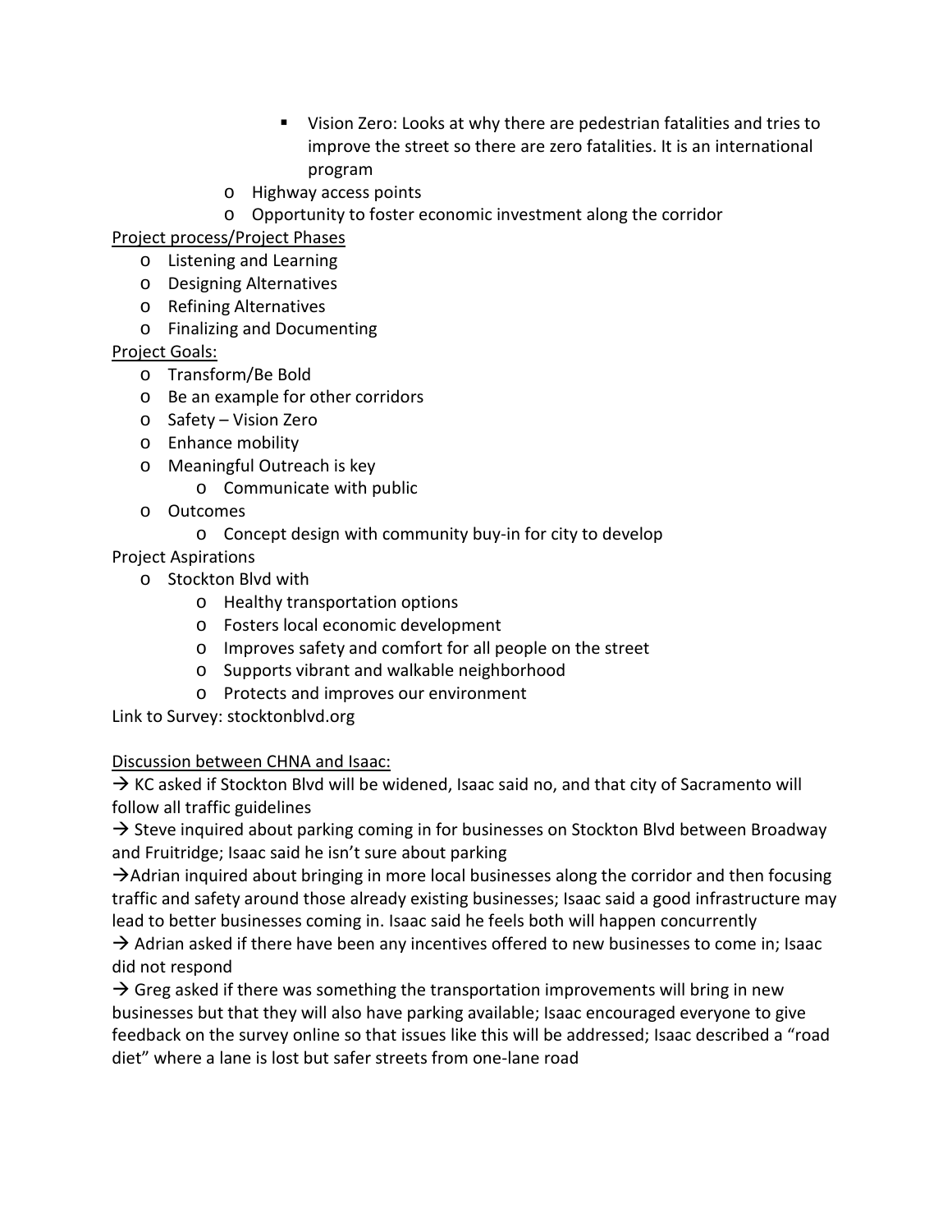- Vision Zero: Looks at why there are pedestrian fatalities and tries to improve the street so there are zero fatalities. It is an international program
    - Highway access points
    - Opportunity to foster economic investment along the corridor

<u>Project process/Project Phases</u>

- Listening and Learning
- Designing Alternatives
- Refining Alternatives
- Finalizing and Documenting

<u>Project Goals:</u>

- Transform/Be Bold
- Be an example for other corridors
- Safety – Vision Zero
- Enhance mobility
- Meaningful Outreach is key
    - Communicate with public
- Outcomes
    - Concept design with community buy-in for city to develop

Project Aspirations

- Stockton Blvd with
    - Healthy transportation options
    - Fosters local economic development
    - Improves safety and comfort for all people on the street
    - Supports vibrant and walkable neighborhood
    - Protects and improves our environment

Link to Survey: stocktonblvd.org

<u>Discussion between CHNA and Isaac:</u>

→ KC asked if Stockton Blvd will be widened, Isaac said no, and that city of Sacramento will follow all traffic guidelines

→ Steve inquired about parking coming in for businesses on Stockton Blvd between Broadway and Fruitridge; Isaac said he isn't sure about parking

→Adrian inquired about bringing in more local businesses along the corridor and then focusing traffic and safety around those already existing businesses; Isaac said a good infrastructure may lead to better businesses coming in. Isaac said he feels both will happen concurrently

→ Adrian asked if there have been any incentives offered to new businesses to come in; Isaac did not respond

→ Greg asked if there was something the transportation improvements will bring in new businesses but that they will also have parking available; Isaac encouraged everyone to give feedback on the survey online so that issues like this will be addressed; Isaac described a "road diet" where a lane is lost but safer streets from one-lane road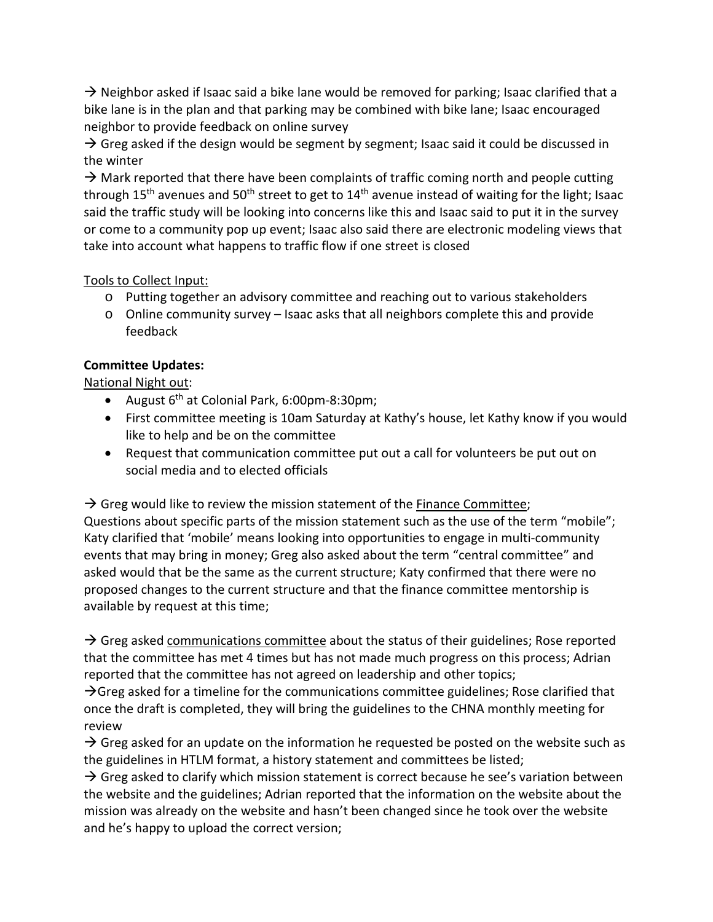→ Neighbor asked if Isaac said a bike lane would be removed for parking; Isaac clarified that a bike lane is in the plan and that parking may be combined with bike lane; Isaac encouraged neighbor to provide feedback on online survey

→ Greg asked if the design would be segment by segment; Isaac said it could be discussed in the winter

→ Mark reported that there have been complaints of traffic coming north and people cutting through 15th avenues and 50th street to get to 14th avenue instead of waiting for the light; Isaac said the traffic study will be looking into concerns like this and Isaac said to put it in the survey or come to a community pop up event; Isaac also said there are electronic modeling views that take into account what happens to traffic flow if one street is closed

<u>Tools to Collect Input:</u>

- Putting together an advisory committee and reaching out to various stakeholders
- Online community survey – Isaac asks that all neighbors complete this and provide feedback

**Committee Updates:**

<u>National Night out</u>:

- August 6th at Colonial Park, 6:00pm-8:30pm;
- First committee meeting is 10am Saturday at Kathy's house, let Kathy know if you would like to help and be on the committee
- Request that communication committee put out a call for volunteers be put out on social media and to elected officials

→ Greg would like to review the mission statement of the <u>Finance Committee</u>; Questions about specific parts of the mission statement such as the use of the term "mobile"; Katy clarified that 'mobile' means looking into opportunities to engage in multi-community events that may bring in money; Greg also asked about the term "central committee" and asked would that be the same as the current structure; Katy confirmed that there were no proposed changes to the current structure and that the finance committee mentorship is available by request at this time;

→ Greg asked <u>communications committee</u> about the status of their guidelines; Rose reported that the committee has met 4 times but has not made much progress on this process; Adrian reported that the committee has not agreed on leadership and other topics;

→Greg asked for a timeline for the communications committee guidelines; Rose clarified that once the draft is completed, they will bring the guidelines to the CHNA monthly meeting for review

→ Greg asked for an update on the information he requested be posted on the website such as the guidelines in HTLM format, a history statement and committees be listed;

→ Greg asked to clarify which mission statement is correct because he see's variation between the website and the guidelines; Adrian reported that the information on the website about the mission was already on the website and hasn't been changed since he took over the website and he's happy to upload the correct version;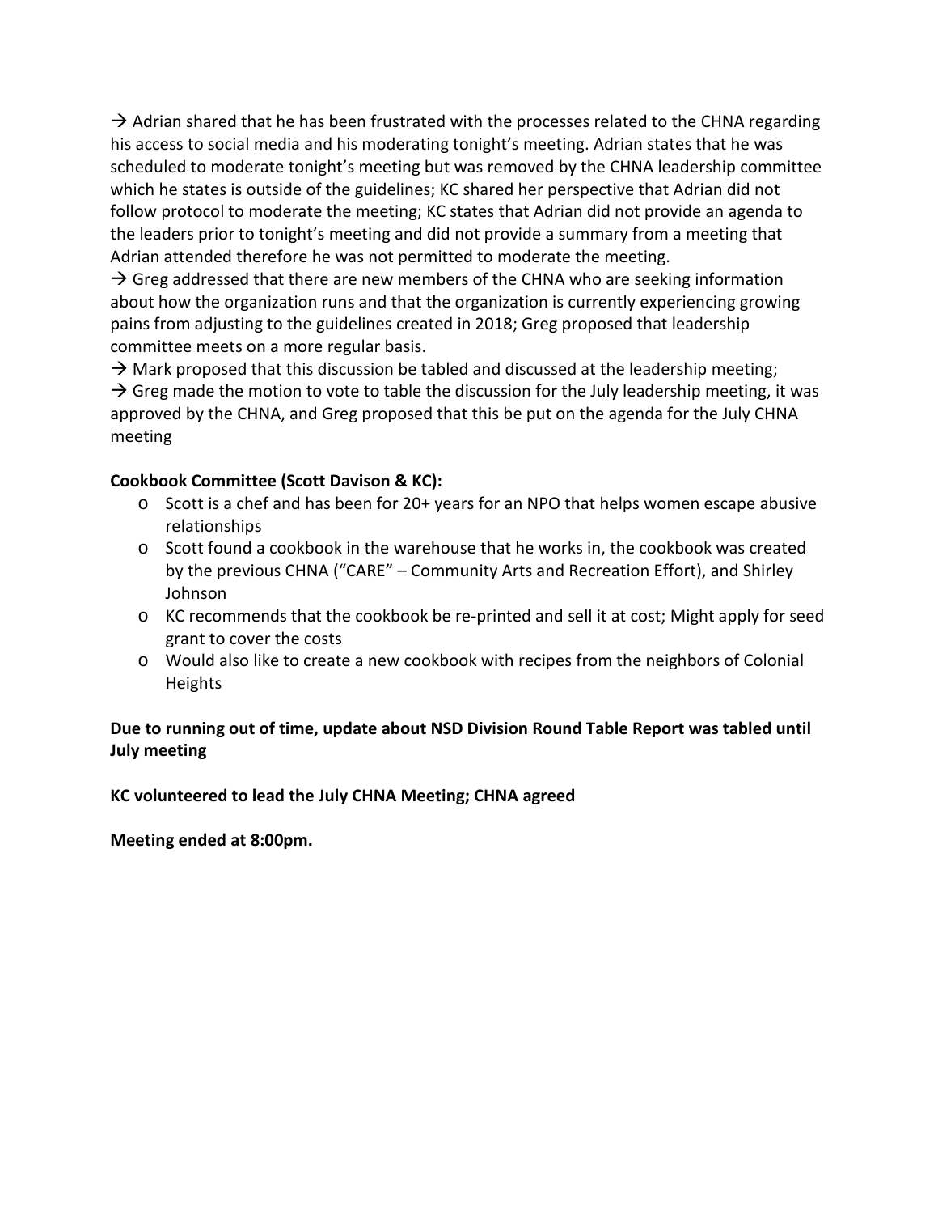→ Adrian shared that he has been frustrated with the processes related to the CHNA regarding his access to social media and his moderating tonight's meeting. Adrian states that he was scheduled to moderate tonight's meeting but was removed by the CHNA leadership committee which he states is outside of the guidelines; KC shared her perspective that Adrian did not follow protocol to moderate the meeting; KC states that Adrian did not provide an agenda to the leaders prior to tonight's meeting and did not provide a summary from a meeting that Adrian attended therefore he was not permitted to moderate the meeting.
→ Greg addressed that there are new members of the CHNA who are seeking information about how the organization runs and that the organization is currently experiencing growing pains from adjusting to the guidelines created in 2018; Greg proposed that leadership committee meets on a more regular basis.
→ Mark proposed that this discussion be tabled and discussed at the leadership meeting;
→ Greg made the motion to vote to table the discussion for the July leadership meeting, it was approved by the CHNA, and Greg proposed that this be put on the agenda for the July CHNA meeting

**Cookbook Committee (Scott Davison & KC):**

- Scott is a chef and has been for 20+ years for an NPO that helps women escape abusive relationships
- Scott found a cookbook in the warehouse that he works in, the cookbook was created by the previous CHNA ("CARE" – Community Arts and Recreation Effort), and Shirley Johnson
- KC recommends that the cookbook be re-printed and sell it at cost; Might apply for seed grant to cover the costs
- Would also like to create a new cookbook with recipes from the neighbors of Colonial Heights

**Due to running out of time, update about NSD Division Round Table Report was tabled until July meeting**

**KC volunteered to lead the July CHNA Meeting; CHNA agreed**

**Meeting ended at 8:00pm.**